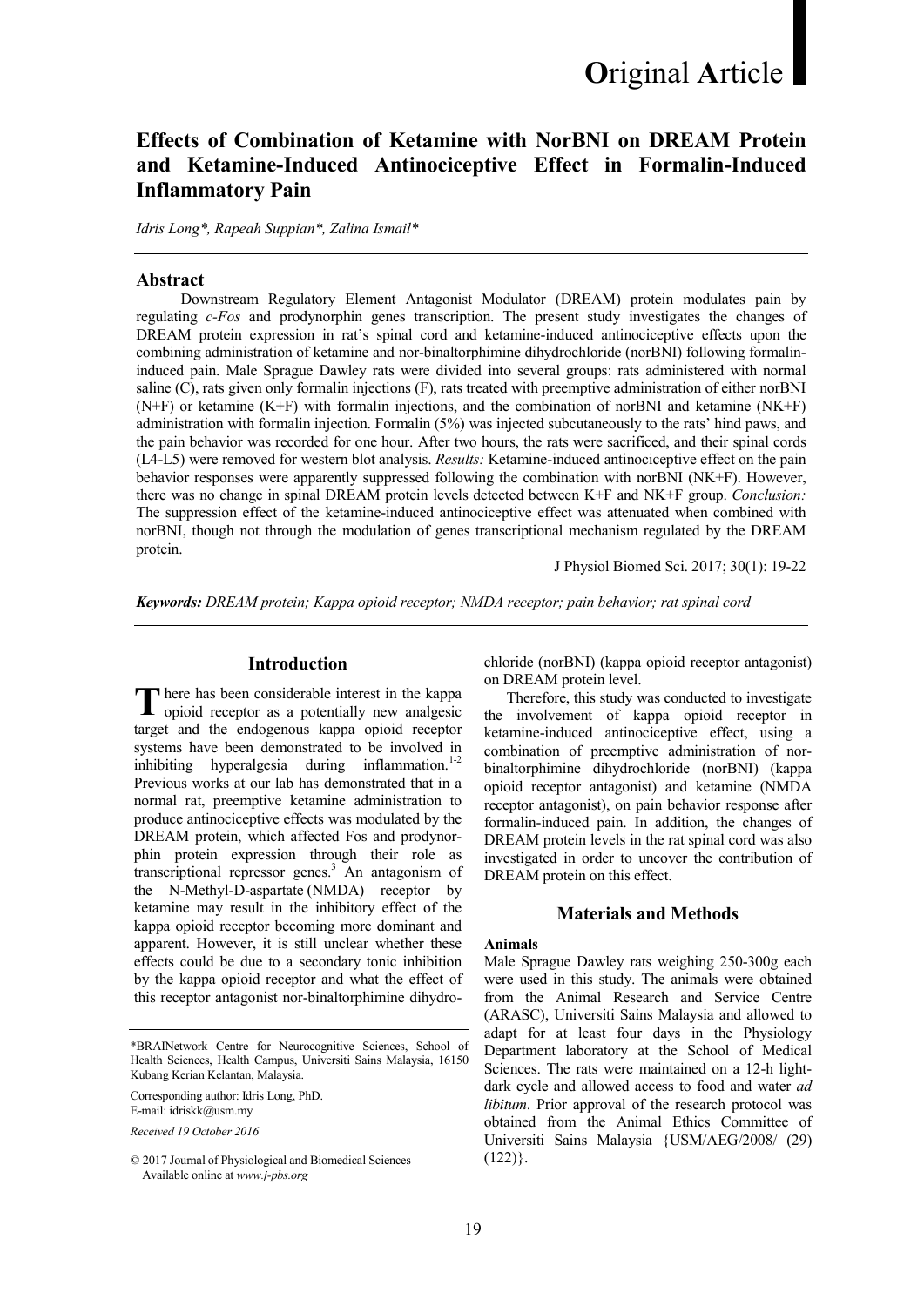**O**riginal **A**rticle

# Effects of Combination of Ketamine with NorBNI on DREAM Protein and Ketamine-Induced Antinociceptive Effect in Formalin-Induced Inflammatory Pain

*Idris Long*, Rapeah Suppian*, Zalina Ismail**

## Abstract

Downstream Regulatory Element Antagonist Modulator (DREAM) protein modulates pain by regulating *c-Fos* and prodynorphin genes transcription. The present study investigates the changes of DREAM protein expression in rat's spinal cord and ketamine-induced antinociceptive effects upon the combining administration of ketamine and nor-binaltorphimine dihydrochloride (norBNI) following formalin-induced pain. Male Sprague Dawley rats were divided into several groups: rats administered with normal saline (C), rats given only formalin injections (F), rats treated with preemptive administration of either norBNI (N+F) or ketamine (K+F) with formalin injections, and the combination of norBNI and ketamine (NK+F) administration with formalin injection. Formalin (5%) was injected subcutaneously to the rats' hind paws, and the pain behavior was recorded for one hour. After two hours, the rats were sacrificed, and their spinal cords (L4-L5) were removed for western blot analysis. *Results:* Ketamine-induced antinociceptive effect on the pain behavior responses were apparently suppressed following the combination with norBNI (NK+F). However, there was no change in spinal DREAM protein levels detected between K+F and NK+F group. *Conclusion:* The suppression effect of the ketamine-induced antinociceptive effect was attenuated when combined with norBNI, though not through the modulation of genes transcriptional mechanism regulated by the DREAM protein.

J Physiol Biomed Sci. 2017; 30(1): 19-22

***Keywords:** DREAM protein; Kappa opioid receptor; NMDA receptor; pain behavior; rat spinal cord*

## Introduction

There has been considerable interest in the kappa opioid receptor as a potentially new analgesic target and the endogenous kappa opioid receptor systems have been demonstrated to be involved in inhibiting hyperalgesia during inflammation.[1-2] Previous works at our lab has demonstrated that in a normal rat, preemptive ketamine administration to produce antinociceptive effects was modulated by the DREAM protein, which affected Fos and prodynorphin protein expression through their role as transcriptional repressor genes.[3] An antagonism of the N-Methyl-D-aspartate (NMDA) receptor by ketamine may result in the inhibitory effect of the kappa opioid receptor becoming more dominant and apparent. However, it is still unclear whether these effects could be due to a secondary tonic inhibition by the kappa opioid receptor and what the effect of this receptor antagonist nor-binaltorphimine dihydrochloride (norBNI) (kappa opioid receptor antagonist) on DREAM protein level.

Therefore, this study was conducted to investigate the involvement of kappa opioid receptor in ketamine-induced antinociceptive effect, using a combination of preemptive administration of nor-binaltorphimine dihydrochloride (norBNI) (kappa opioid receptor antagonist) and ketamine (NMDA receptor antagonist), on pain behavior response after formalin-induced pain. In addition, the changes of DREAM protein levels in the rat spinal cord was also investigated in order to uncover the contribution of DREAM protein on this effect.

## Materials and Methods

### Animals

Male Sprague Dawley rats weighing 250-300g each were used in this study. The animals were obtained from the Animal Research and Service Centre (ARASC), Universiti Sains Malaysia and allowed to adapt for at least four days in the Physiology Department laboratory at the School of Medical Sciences. The rats were maintained on a 12-h light-dark cycle and allowed access to food and water *ad libitum*. Prior approval of the research protocol was obtained from the Animal Ethics Committee of Universiti Sains Malaysia {USM/AEG/2008/ (29) (122)}.

---

*BRAINetwork Centre for Neurocognitive Sciences, School of Health Sciences, Health Campus, Universiti Sains Malaysia, 16150 Kubang Kerian Kelantan, Malaysia.

Corresponding author: Idris Long, PhD. E-mail: idriskk@usm.my

*Received 19 October 2016*

© 2017 Journal of Physiological and Biomedical Sciences Available online at *www.j-pbs.org*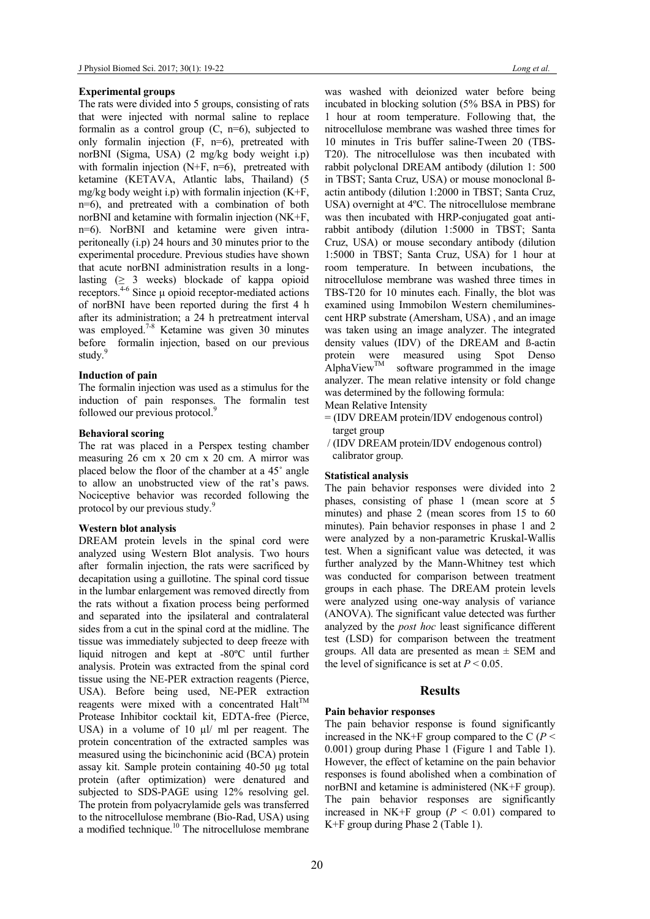### Experimental groups

The rats were divided into 5 groups, consisting of rats that were injected with normal saline to replace formalin as a control group (C, n=6), subjected to only formalin injection (F, n=6), pretreated with norBNI (Sigma, USA) (2 mg/kg body weight i.p) with formalin injection (N+F, n=6), pretreated with ketamine (KETAVA, Atlantic labs, Thailand) (5 mg/kg body weight i.p) with formalin injection (K+F, n=6), and pretreated with a combination of both norBNI and ketamine with formalin injection (NK+F, n=6). NorBNI and ketamine were given intra-peritoneally (i.p) 24 hours and 30 minutes prior to the experimental procedure. Previous studies have shown that acute norBNI administration results in a long-lasting (≥ 3 weeks) blockade of kappa opioid receptors.[4-6] Since μ opioid receptor-mediated actions of norBNI have been reported during the first 4 h after its administration; a 24 h pretreatment interval was employed.[7-8] Ketamine was given 30 minutes before formalin injection, based on our previous study.[9]

### Induction of pain

The formalin injection was used as a stimulus for the induction of pain responses. The formalin test followed our previous protocol.[9]

### Behavioral scoring

The rat was placed in a Perspex testing chamber measuring 26 cm x 20 cm x 20 cm. A mirror was placed below the floor of the chamber at a 45˚ angle to allow an unobstructed view of the rat's paws. Nociceptive behavior was recorded following the protocol by our previous study.[9]

### Western blot analysis

DREAM protein levels in the spinal cord were analyzed using Western Blot analysis. Two hours after formalin injection, the rats were sacrificed by decapitation using a guillotine. The spinal cord tissue in the lumbar enlargement was removed directly from the rats without a fixation process being performed and separated into the ipsilateral and contralateral sides from a cut in the spinal cord at the midline. The tissue was immediately subjected to deep freeze with liquid nitrogen and kept at -80ºC until further analysis. Protein was extracted from the spinal cord tissue using the NE-PER extraction reagents (Pierce, USA). Before being used, NE-PER extraction reagents were mixed with a concentrated Halt™ Protease Inhibitor cocktail kit, EDTA-free (Pierce, USA) in a volume of 10 µl/ ml per reagent. The protein concentration of the extracted samples was measured using the bicinchoninic acid (BCA) protein assay kit. Sample protein containing 40-50 µg total protein (after optimization) were denatured and subjected to SDS-PAGE using 12% resolving gel. The protein from polyacrylamide gels was transferred to the nitrocellulose membrane (Bio-Rad, USA) using a modified technique.[10] The nitrocellulose membrane was washed with deionized water before being incubated in blocking solution (5% BSA in PBS) for 1 hour at room temperature. Following that, the nitrocellulose membrane was washed three times for 10 minutes in Tris buffer saline-Tween 20 (TBS-T20). The nitrocellulose was then incubated with rabbit polyclonal DREAM antibody (dilution 1: 500 in TBST; Santa Cruz, USA) or mouse monoclonal ß-actin antibody (dilution 1:2000 in TBST; Santa Cruz, USA) overnight at 4ºC. The nitrocellulose membrane was then incubated with HRP-conjugated goat anti-rabbit antibody (dilution 1:5000 in TBST; Santa Cruz, USA) or mouse secondary antibody (dilution 1:5000 in TBST; Santa Cruz, USA) for 1 hour at room temperature. In between incubations, the nitrocellulose membrane was washed three times in TBS-T20 for 10 minutes each. Finally, the blot was examined using Immobilon Western chemiluminescent HRP substrate (Amersham, USA) , and an image was taken using an image analyzer. The integrated density values (IDV) of the DREAM and ß-actin protein were measured using Spot Denso AlphaView™ software programmed in the image analyzer. The mean relative intensity or fold change was determined by the following formula:

Mean Relative Intensity
= (IDV DREAM protein/IDV endogenous control) target group
/ (IDV DREAM protein/IDV endogenous control) calibrator group.

### Statistical analysis

The pain behavior responses were divided into 2 phases, consisting of phase 1 (mean score at 5 minutes) and phase 2 (mean scores from 15 to 60 minutes). Pain behavior responses in phase 1 and 2 were analyzed by a non-parametric Kruskal-Wallis test. When a significant value was detected, it was further analyzed by the Mann-Whitney test which was conducted for comparison between treatment groups in each phase. The DREAM protein levels were analyzed using one-way analysis of variance (ANOVA). The significant value detected was further analyzed by the *post hoc* least significance different test (LSD) for comparison between the treatment groups. All data are presented as mean ± SEM and the level of significance is set at $P < 0.05$.

## Results

### Pain behavior responses

The pain behavior response is found significantly increased in the NK+F group compared to the C ($P < 0.001$) group during Phase 1 (Figure 1 and Table 1). However, the effect of ketamine on the pain behavior responses is found abolished when a combination of norBNI and ketamine is administered (NK+F group). The pain behavior responses are significantly increased in NK+F group ($P < 0.01$) compared to K+F group during Phase 2 (Table 1).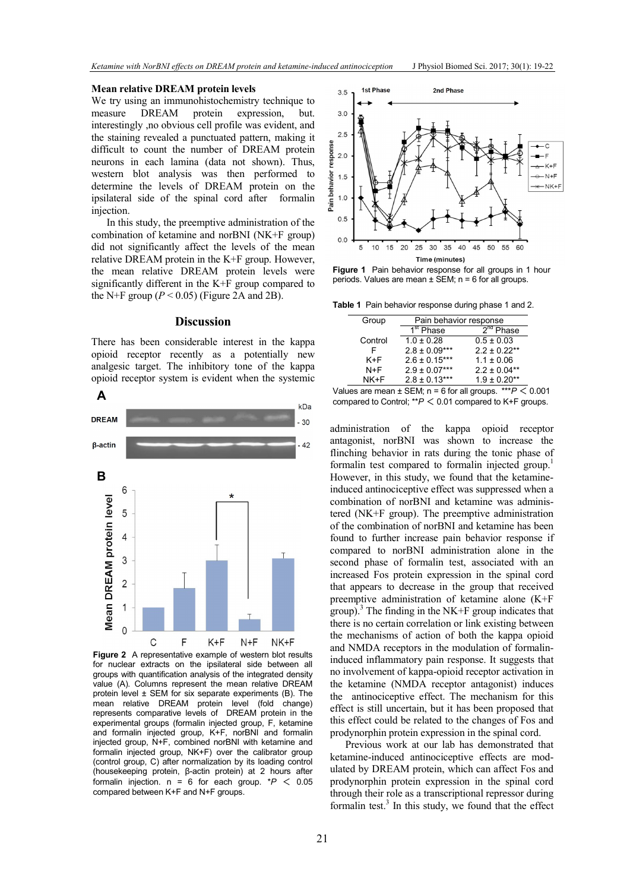### Mean relative DREAM protein levels

We try using an immunohistochemistry technique to measure DREAM protein expression, but. interestingly ,no obvious cell profile was evident, and the staining revealed a punctuated pattern, making it difficult to count the number of DREAM protein neurons in each lamina (data not shown). Thus, western blot analysis was then performed to determine the levels of DREAM protein on the ipsilateral side of the spinal cord after formalin injection.

In this study, the preemptive administration of the combination of ketamine and norBNI (NK+F group) did not significantly affect the levels of the mean relative DREAM protein in the K+F group. However, the mean relative DREAM protein levels were significantly different in the K+F group compared to the N+F group ($P < 0.05$) (Figure 2A and 2B).

## Discussion

There has been considerable interest in the kappa opioid receptor recently as a potentially new analgesic target. The inhibitory tone of the kappa opioid receptor system is evident when the systemic administration of the kappa opioid receptor antagonist, norBNI was shown to increase the flinching behavior in rats during the tonic phase of formalin test compared to formalin injected group.[1] However, in this study, we found that the ketamine-induced antinociceptive effect was suppressed when a combination of norBNI and ketamine was administered (NK+F group). The preemptive administration of the combination of norBNI and ketamine has been found to further increase pain behavior response if compared to norBNI administration alone in the second phase of formalin test, associated with an increased Fos protein expression in the spinal cord that appears to decrease in the group that received preemptive administration of ketamine alone (K+F group).[3] The finding in the NK+F group indicates that there is no certain correlation or link existing between the mechanisms of action of both the kappa opioid and NMDA receptors in the modulation of formalin-induced inflammatory pain response. It suggests that no involvement of kappa-opioid receptor activation in the ketamine (NMDA receptor antagonist) induces the antinociceptive effect. The mechanism for this effect is still uncertain, but it has been proposed that this effect could be related to the changes of Fos and prodynorphin protein expression in the spinal cord.

Previous work at our lab has demonstrated that ketamine-induced antinociceptive effects are modulated by DREAM protein, which can affect Fos and prodynorphin protein expression in the spinal cord through their role as a transcriptional repressor during formalin test.[3] In this study, we found that the effect

**Figure 2** A representative example of western blot results for nuclear extracts on the ipsilateral side between all groups with quantification analysis of the integrated density value (A). Columns represent the mean relative DREAM protein level ± SEM for six separate experiments (B). The mean relative DREAM protein level (fold change) represents comparative levels of DREAM protein in the experimental groups (formalin injected group, F, ketamine and formalin injected group, K+F, norBNI and formalin injected group, N+F, combined norBNI with ketamine and formalin injected group, NK+F) over the calibrator group (control group, C) after normalization by its loading control (housekeeping protein, β-actin protein) at 2 hours after formalin injection. n = 6 for each group. *$P < 0.05$ compared between K+F and N+F groups.

**Figure 1** Pain behavior response for all groups in 1 hour periods. Values are mean ± SEM; n = 6 for all groups.

**Table 1** Pain behavior response during phase 1 and 2.

| Group | Pain behavior response | |
|---|---|---|
| | 1st Phase | 2nd Phase |
| Control | 1.0 ± 0.28 | 0.5 ± 0.03 |
| F | 2.8 ± 0.09*** | 2.2 ± 0.22** |
| K+F | 2.6 ± 0.15*** | 1.1 ± 0.06 |
| N+F | 2.9 ± 0.07*** | 2.2 ± 0.04** |
| NK+F | 2.8 ± 0.13*** | 1.9 ± 0.20** |

Values are mean ± SEM; n = 6 for all groups. ***$P < 0.001$ compared to Control; **$P < 0.01$ compared to K+F groups.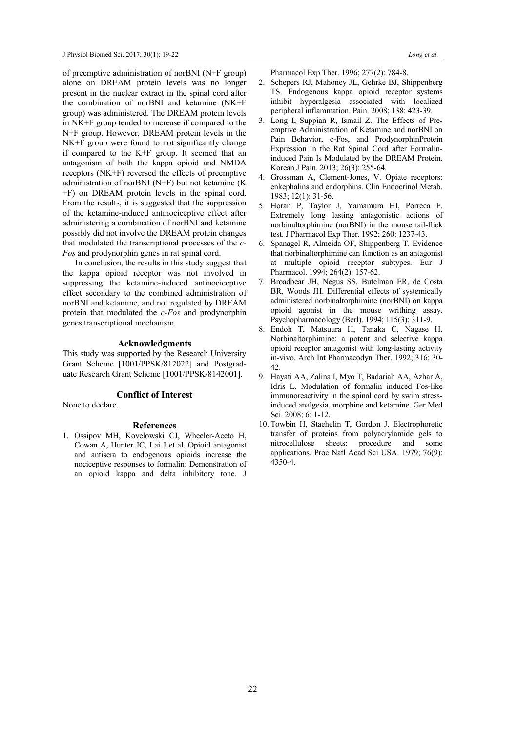of preemptive administration of norBNI (N+F group) alone on DREAM protein levels was no longer present in the nuclear extract in the spinal cord after the combination of norBNI and ketamine (NK+F group) was administered. The DREAM protein levels in NK+F group tended to increase if compared to the N+F group. However, DREAM protein levels in the NK+F group were found to not significantly change if compared to the K+F group. It seemed that an antagonism of both the kappa opioid and NMDA receptors (NK+F) reversed the effects of preemptive administration of norBNI (N+F) but not ketamine (K +F) on DREAM protein levels in the spinal cord. From the results, it is suggested that the suppression of the ketamine-induced antinociceptive effect after administering a combination of norBNI and ketamine possibly did not involve the DREAM protein changes that modulated the transcriptional processes of the *c-Fos* and prodynorphin genes in rat spinal cord.

In conclusion, the results in this study suggest that the kappa opioid receptor was not involved in suppressing the ketamine-induced antinociceptive effect secondary to the combined administration of norBNI and ketamine, and not regulated by DREAM protein that modulated the *c-Fos* and prodynorphin genes transcriptional mechanism.

## Acknowledgments

This study was supported by the Research University Grant Scheme [1001/PPSK/812022] and Postgraduate Research Grant Scheme [1001/PPSK/8142001].

## Conflict of Interest

None to declare.

## References

1. Ossipov MH, Kovelowski CJ, Wheeler-Aceto H, Cowan A, Hunter JC, Lai J et al. Opioid antagonist and antisera to endogenous opioids increase the nociceptive responses to formalin: Demonstration of an opioid kappa and delta inhibitory tone. J Pharmacol Exp Ther. 1996; 277(2): 784-8.
2. Schepers RJ, Mahoney JL, Gehrke BJ, Shippenberg TS. Endogenous kappa opioid receptor systems inhibit hyperalgesia associated with localized peripheral inflammation. Pain. 2008; 138: 423-39.
3. Long I, Suppian R, Ismail Z. The Effects of Pre-emptive Administration of Ketamine and norBNI on Pain Behavior, c-Fos, and ProdynorphinProtein Expression in the Rat Spinal Cord after Formalin-induced Pain Is Modulated by the DREAM Protein. Korean J Pain. 2013; 26(3): 255-64.
4. Grossman A, Clement-Jones, V. Opiate receptors: enkephalins and endorphins. Clin Endocrinol Metab. 1983; 12(1): 31-56.
5. Horan P, Taylor J, Yamamura HI, Porreca F. Extremely long lasting antagonistic actions of norbinaltorphimine (norBNI) in the mouse tail-flick test. J Pharmacol Exp Ther. 1992; 260: 1237-43.
6. Spanagel R, Almeida OF, Shippenberg T. Evidence that norbinaltorphimine can function as an antagonist at multiple opioid receptor subtypes. Eur J Pharmacol. 1994; 264(2): 157-62.
7. Broadbear JH, Negus SS, Butelman ER, de Costa BR, Woods JH. Differential effects of systemically administered norbinaltorphimine (norBNI) on kappa opioid agonist in the mouse writhing assay. Psychopharmacology (Berl). 1994; 115(3): 311-9.
8. Endoh T, Matsuura H, Tanaka C, Nagase H. Norbinaltorphimine: a potent and selective kappa opioid receptor antagonist with long-lasting activity in-vivo. Arch Int Pharmacodyn Ther. 1992; 316: 30-42.
9. Hayati AA, Zalina I, Myo T, Badariah AA, Azhar A, Idris L. Modulation of formalin induced Fos-like immunoreactivity in the spinal cord by swim stress-induced analgesia, morphine and ketamine. Ger Med Sci. 2008; 6: 1-12.
10. Towbin H, Staehelin T, Gordon J. Electrophoretic transfer of proteins from polyacrylamide gels to nitrocellulose sheets: procedure and some applications. Proc Natl Acad Sci USA. 1979; 76(9): 4350-4.